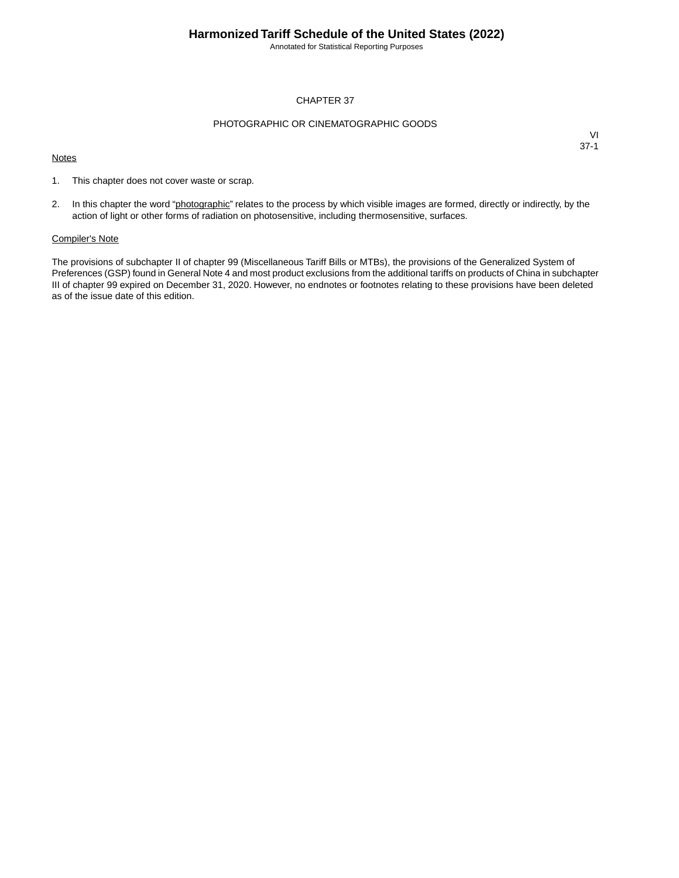# CHAPTER 37

## PHOTOGRAPHIC OR CINEMATOGRAPHIC GOODS

VI
37-1

Notes

1. This chapter does not cover waste or scrap.

2. In this chapter the word "photographic" relates to the process by which visible images are formed, directly or indirectly, by the action of light or other forms of radiation on photosensitive, including thermosensitive, surfaces.

Compiler's Note

The provisions of subchapter II of chapter 99 (Miscellaneous Tariff Bills or MTBs), the provisions of the Generalized System of Preferences (GSP) found in General Note 4 and most product exclusions from the additional tariffs on products of China in subchapter III of chapter 99 expired on December 31, 2020. However, no endnotes or footnotes relating to these provisions have been deleted as of the issue date of this edition.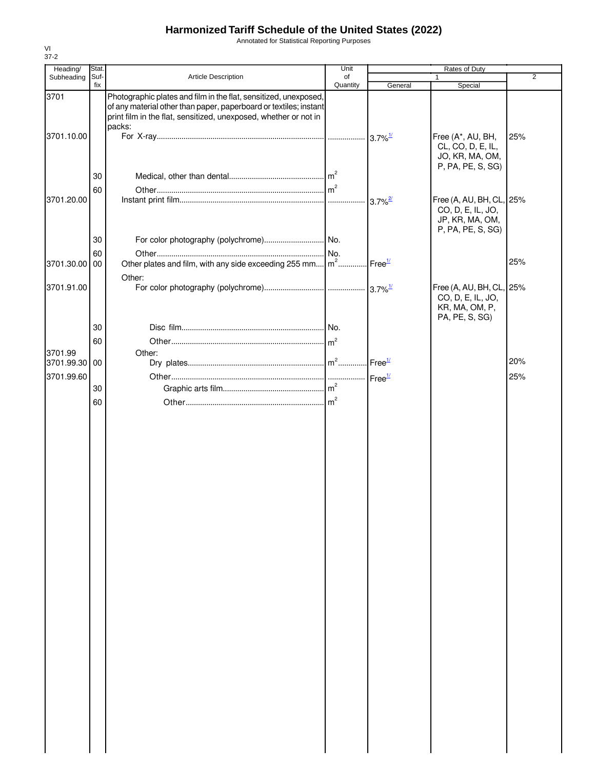# Harmonized Tariff Schedule of the United States (2022)

Annotated for Statistical Reporting Purposes

VI
37-2

| Heading/ Subheading | Stat. Suf- fix | Article Description | Unit of Quantity | Rates of Duty 1 General | Rates of Duty 1 Special | Rates of Duty 2 |
|---|---|---|---|---|---|---|
| 3701 | | Photographic plates and film in the flat, sensitized, unexposed, of any material other than paper, paperboard or textiles; instant print film in the flat, sensitized, unexposed, whether or not in packs: | | | | |
| 3701.10.00 | | For X-ray | | 3.7%[1/] | Free (A*, AU, BH, CL, CO, D, E, IL, JO, KR, MA, OM, P, PA, PE, S, SG) | 25% |
| | 30 | Medical, other than dental | $m^2$ | | | |
| | 60 | Other | $m^2$ | | | |
| 3701.20.00 | | Instant print film | | 3.7%[2/] | Free (A, AU, BH, CL, CO, D, E, IL, JO, JP, KR, MA, OM, P, PA, PE, S, SG) | 25% |
| | 30 | For color photography (polychrome) | No. | | | |
| | 60 | Other | No. | | | |
| 3701.30.00 | 00 | Other plates and film, with any side exceeding 255 mm | $m^2$ | Free[1/] | | 25% |
| | | Other: | | | | |
| 3701.91.00 | | For color photography (polychrome) | | 3.7%[1/] | Free (A, AU, BH, CL, CO, D, E, IL, JO, KR, MA, OM, P, PA, PE, S, SG) | 25% |
| | 30 | Disc film | No. | | | |
| | 60 | Other | $m^2$ | | | |
| 3701.99 | | Other: | | | | |
| 3701.99.30 | 00 | Dry plates | $m^2$ | Free[1/] | | 20% |
| 3701.99.60 | | Other | | Free[1/] | | 25% |
| | 30 | Graphic arts film | $m^2$ | | | |
| | 60 | Other | $m^2$ | | | |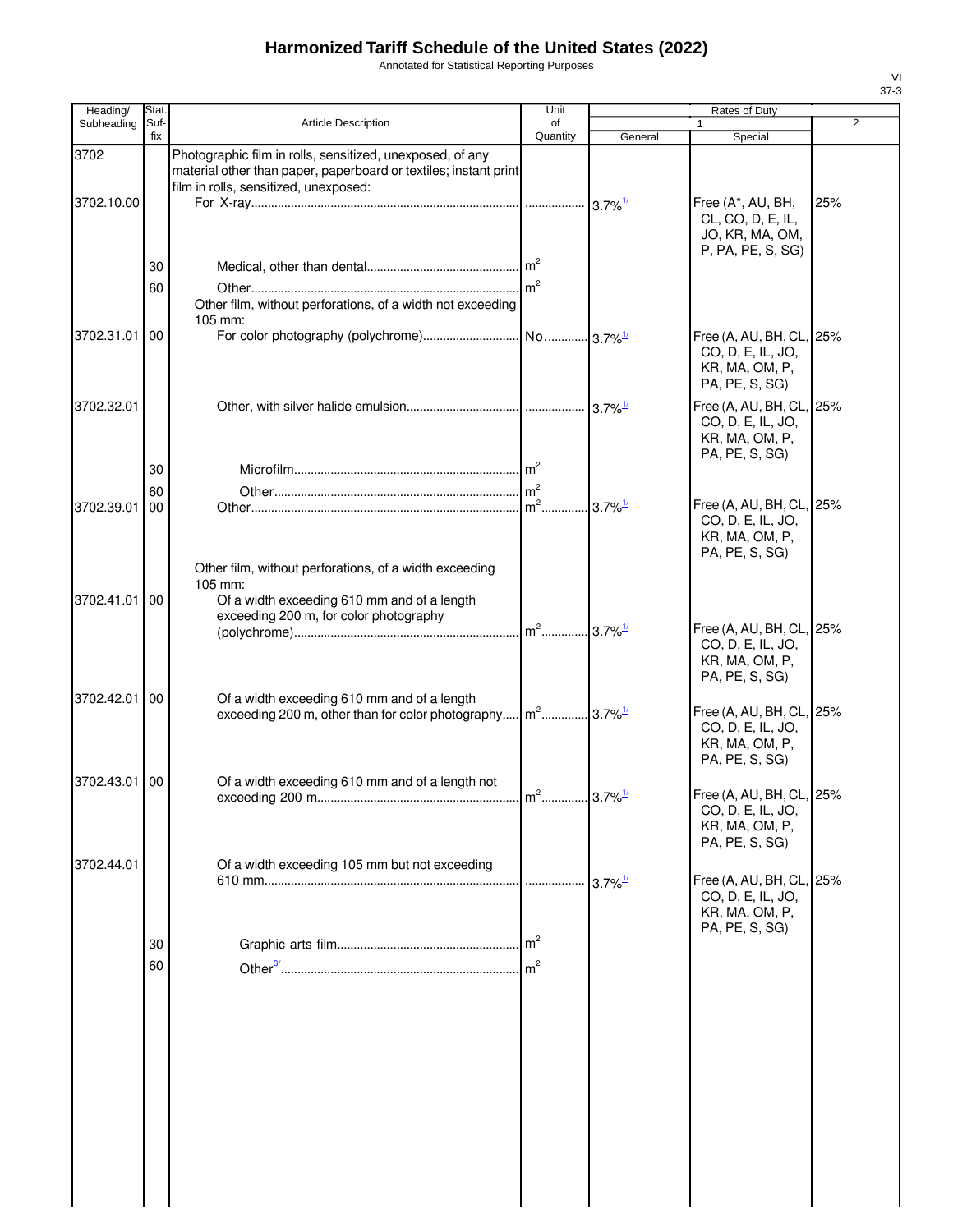# Harmonized Tariff Schedule of the United States (2022)

Annotated for Statistical Reporting Purposes

| Heading/ Subheading | Stat. Suf-fix | Article Description | Unit of Quantity | Rates of Duty 1 General | Special | 2 |
|---|---|---|---|---|---|---|
| 3702 | | Photographic film in rolls, sensitized, unexposed, of any material other than paper, paperboard or textiles; instant print film in rolls, sensitized, unexposed: | | | | |
| 3702.10.00 | | For X-ray | | 3.7%[1/] | Free (A*, AU, BH, CL, CO, D, E, IL, JO, KR, MA, OM, P, PA, PE, S, SG) | 25% |
| | 30 | Medical, other than dental | $m^2$ | | | |
| | 60 | Other | $m^2$ | | | |
| | | Other film, without perforations, of a width not exceeding 105 mm: | | | | |
| 3702.31.01 | 00 | For color photography (polychrome) | No. | 3.7%[1/] | Free (A, AU, BH, CL, CO, D, E, IL, JO, KR, MA, OM, P, PA, PE, S, SG) | 25% |
| 3702.32.01 | | Other, with silver halide emulsion | | 3.7%[1/] | Free (A, AU, BH, CL, CO, D, E, IL, JO, KR, MA, OM, P, PA, PE, S, SG) | 25% |
| | 30 | Microfilm | $m^2$ | | | |
| | 60 | Other | $m^2$ | | | |
| 3702.39.01 | 00 | Other | $m^2$ | 3.7%[1/] | Free (A, AU, BH, CL, CO, D, E, IL, JO, KR, MA, OM, P, PA, PE, S, SG) | 25% |
| | | Other film, without perforations, of a width exceeding 105 mm: | | | | |
| 3702.41.01 | 00 | Of a width exceeding 610 mm and of a length exceeding 200 m, for color photography (polychrome) | $m^2$ | 3.7%[1/] | Free (A, AU, BH, CL, CO, D, E, IL, JO, KR, MA, OM, P, PA, PE, S, SG) | 25% |
| 3702.42.01 | 00 | Of a width exceeding 610 mm and of a length exceeding 200 m, other than for color photography | $m^2$ | 3.7%[1/] | Free (A, AU, BH, CL, CO, D, E, IL, JO, KR, MA, OM, P, PA, PE, S, SG) | 25% |
| 3702.43.01 | 00 | Of a width exceeding 610 mm and of a length not exceeding 200 m | $m^2$ | 3.7%[1/] | Free (A, AU, BH, CL, CO, D, E, IL, JO, KR, MA, OM, P, PA, PE, S, SG) | 25% |
| 3702.44.01 | | Of a width exceeding 105 mm but not exceeding 610 mm | | 3.7%[1/] | Free (A, AU, BH, CL, CO, D, E, IL, JO, KR, MA, OM, P, PA, PE, S, SG) | 25% |
| | 30 | Graphic arts film | $m^2$ | | | |
| | 60 | Other[3/] | $m^2$ | | | |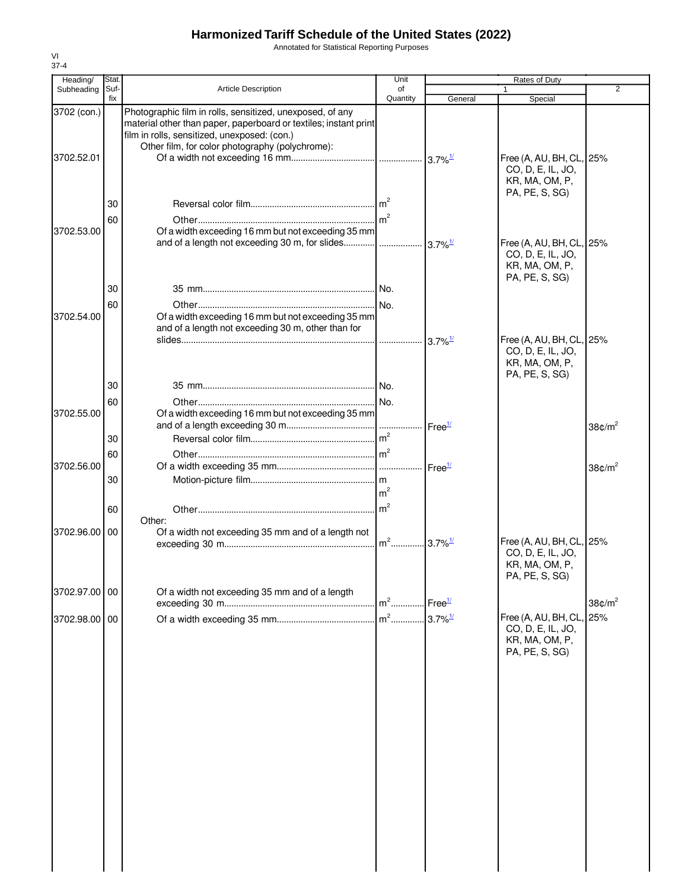# Harmonized Tariff Schedule of the United States (2022)

Annotated for Statistical Reporting Purposes

VI
37-4

| Heading/ Subheading | Stat. Suf- fix | Article Description | Unit of Quantity | Rates of Duty 1 General | Rates of Duty 1 Special | Rates of Duty 2 |
|---|---|---|---|---|---|---|
| 3702 (con.) | | Photographic film in rolls, sensitized, unexposed, of any material other than paper, paperboard or textiles; instant print film in rolls, sensitized, unexposed: (con.) | | | | |
| | | Other film, for color photography (polychrome): | | | | |
| 3702.52.01 | | Of a width not exceeding 16 mm | | 3.7%[1/] | Free (A, AU, BH, CL, CO, D, E, IL, JO, KR, MA, OM, P, PA, PE, S, SG) | 25% |
| | 30 | Reversal color film | $m^2$ | | | |
| | 60 | Other | $m^2$ | | | |
| 3702.53.00 | | Of a width exceeding 16 mm but not exceeding 35 mm and of a length not exceeding 30 m, for slides | | 3.7%[1/] | Free (A, AU, BH, CL, CO, D, E, IL, JO, KR, MA, OM, P, PA, PE, S, SG) | 25% |
| | 30 | 35 mm | No. | | | |
| | 60 | Other | No. | | | |
| 3702.54.00 | | Of a width exceeding 16 mm but not exceeding 35 mm and of a length not exceeding 30 m, other than for slides | | 3.7%[1/] | Free (A, AU, BH, CL, CO, D, E, IL, JO, KR, MA, OM, P, PA, PE, S, SG) | 25% |
| | 30 | 35 mm | No. | | | |
| | 60 | Other | No. | | | |
| 3702.55.00 | | Of a width exceeding 16 mm but not exceeding 35 mm and of a length exceeding 30 m | | Free[1/] | | 38¢/$m^2$ |
| | 30 | Reversal color film | $m^2$ | | | |
| | 60 | Other | $m^2$ | | | |
| 3702.56.00 | | Of a width exceeding 35 mm | | Free[1/] | | 38¢/$m^2$ |
| | 30 | Motion-picture film | m $m^2$ | | | |
| | 60 | Other | $m^2$ | | | |
| | | Other: | | | | |
| 3702.96.00 | 00 | Of a width not exceeding 35 mm and of a length not exceeding 30 m | $m^2$ | 3.7%[1/] | Free (A, AU, BH, CL, CO, D, E, IL, JO, KR, MA, OM, P, PA, PE, S, SG) | 25% |
| 3702.97.00 | 00 | Of a width not exceeding 35 mm and of a length exceeding 30 m | $m^2$ | Free[1/] | | 38¢/$m^2$ |
| 3702.98.00 | 00 | Of a width exceeding 35 mm | $m^2$ | 3.7%[1/] | Free (A, AU, BH, CL, CO, D, E, IL, JO, KR, MA, OM, P, PA, PE, S, SG) | 25% |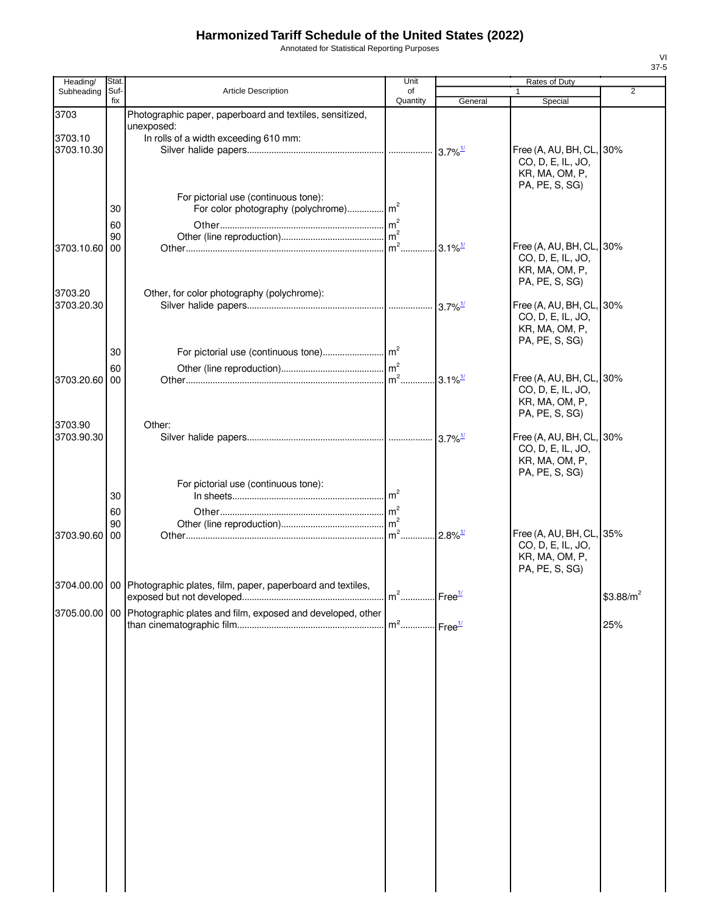# Harmonized Tariff Schedule of the United States (2022)

Annotated for Statistical Reporting Purposes

| Heading/ Subheading | Stat. Suf- fix | Article Description | Unit of Quantity | Rates of Duty 1 General | Special | 2 |
|---|---|---|---|---|---|---|
| 3703 | | Photographic paper, paperboard and textiles, sensitized, unexposed: | | | | |
| 3703.10 | | In rolls of a width exceeding 610 mm: | | | | |
| 3703.10.30 | | Silver halide papers | | 3.7%[1/] | Free (A, AU, BH, CL, CO, D, E, IL, JO, KR, MA, OM, P, PA, PE, S, SG) | 30% |
| | | For pictorial use (continuous tone): | | | | |
| | 30 | For color photography (polychrome) | $m^2$ | | | |
| | 60 | Other | $m^2$ | | | |
| | 90 | Other (line reproduction) | $m^2$ | | | |
| 3703.10.60 | 00 | Other | $m^2$ | 3.1%[1/] | Free (A, AU, BH, CL, CO, D, E, IL, JO, KR, MA, OM, P, PA, PE, S, SG) | 30% |
| 3703.20 | | Other, for color photography (polychrome): | | | | |
| 3703.20.30 | | Silver halide papers | | 3.7%[1/] | Free (A, AU, BH, CL, CO, D, E, IL, JO, KR, MA, OM, P, PA, PE, S, SG) | 30% |
| | 30 | For pictorial use (continuous tone) | $m^2$ | | | |
| | 60 | Other (line reproduction) | $m^2$ | | | |
| 3703.20.60 | 00 | Other | $m^2$ | 3.1%[1/] | Free (A, AU, BH, CL, CO, D, E, IL, JO, KR, MA, OM, P, PA, PE, S, SG) | 30% |
| 3703.90 | | Other: | | | | |
| 3703.90.30 | | Silver halide papers | | 3.7%[1/] | Free (A, AU, BH, CL, CO, D, E, IL, JO, KR, MA, OM, P, PA, PE, S, SG) | 30% |
| | | For pictorial use (continuous tone): | | | | |
| | 30 | In sheets | $m^2$ | | | |
| | 60 | Other | $m^2$ | | | |
| | 90 | Other (line reproduction) | $m^2$ | | | |
| 3703.90.60 | 00 | Other | $m^2$ | 2.8%[1/] | Free (A, AU, BH, CL, CO, D, E, IL, JO, KR, MA, OM, P, PA, PE, S, SG) | 35% |
| 3704.00.00 | 00 | Photographic plates, film, paper, paperboard and textiles, exposed but not developed | $m^2$ | Free[1/] | | $3.88/m^2$ |
| 3705.00.00 | 00 | Photographic plates and film, exposed and developed, other than cinematographic film | $m^2$ | Free[1/] | | 25% |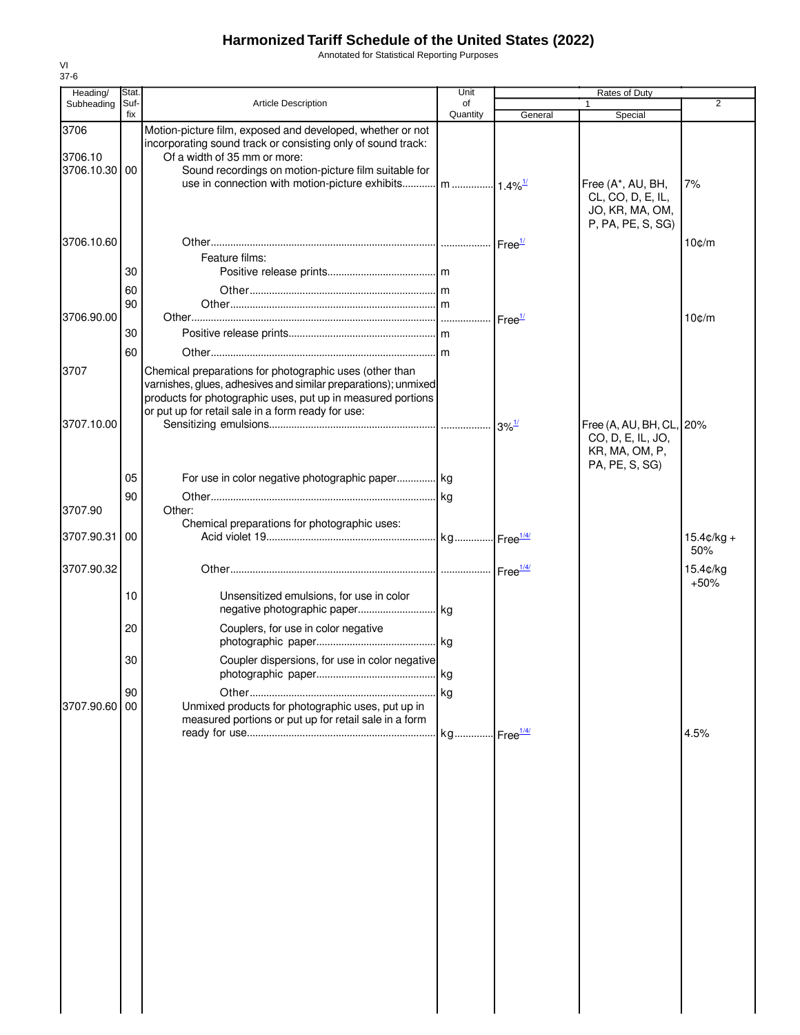# Harmonized Tariff Schedule of the United States (2022)

Annotated for Statistical Reporting Purposes

VI
37-6

| Heading/ Subheading | Stat. Suf- fix | Article Description | Unit of Quantity | Rates of Duty 1 General | Special | 2 |
|---|---|---|---|---|---|---|
| 3706 | | Motion-picture film, exposed and developed, whether or not incorporating sound track or consisting only of sound track: | | | | |
| 3706.10 | | Of a width of 35 mm or more: | | | | |
| 3706.10.30 | 00 | Sound recordings on motion-picture film suitable for use in connection with motion-picture exhibits | m | 1.4%1/ | Free (A*, AU, BH, CL, CO, D, E, IL, JO, KR, MA, OM, P, PA, PE, S, SG) | 7% |
| 3706.10.60 | | Other | | Free1/ | | 10¢/m |
| | | Feature films: | | | | |
| | 30 | Positive release prints | m | | | |
| | 60 | Other | m | | | |
| | 90 | Other | m | | | |
| 3706.90.00 | | Other | | Free1/ | | 10¢/m |
| | 30 | Positive release prints | m | | | |
| | 60 | Other | m | | | |
| 3707 | | Chemical preparations for photographic uses (other than varnishes, glues, adhesives and similar preparations); unmixed products for photographic uses, put up in measured portions or put up for retail sale in a form ready for use: | | | | |
| 3707.10.00 | | Sensitizing emulsions | | 3%1/ | Free (A, AU, BH, CL, CO, D, E, IL, JO, KR, MA, OM, P, PA, PE, S, SG) | 20% |
| | 05 | For use in color negative photographic paper | kg | | | |
| | 90 | Other | kg | | | |
| 3707.90 | | Other: | | | | |
| | | Chemical preparations for photographic uses: | | | | |
| 3707.90.31 | 00 | Acid violet 19 | kg | Free1/4/ | | 15.4¢/kg + 50% |
| 3707.90.32 | | Other | | Free1/4/ | | 15.4¢/kg +50% |
| | 10 | Unsensitized emulsions, for use in color negative photographic paper | kg | | | |
| | 20 | Couplers, for use in color negative photographic paper | kg | | | |
| | 30 | Coupler dispersions, for use in color negative photographic paper | kg | | | |
| | 90 | Other | kg | | | |
| 3707.90.60 | 00 | Unmixed products for photographic uses, put up in measured portions or put up for retail sale in a form ready for use | kg | Free1/4/ | | 4.5% |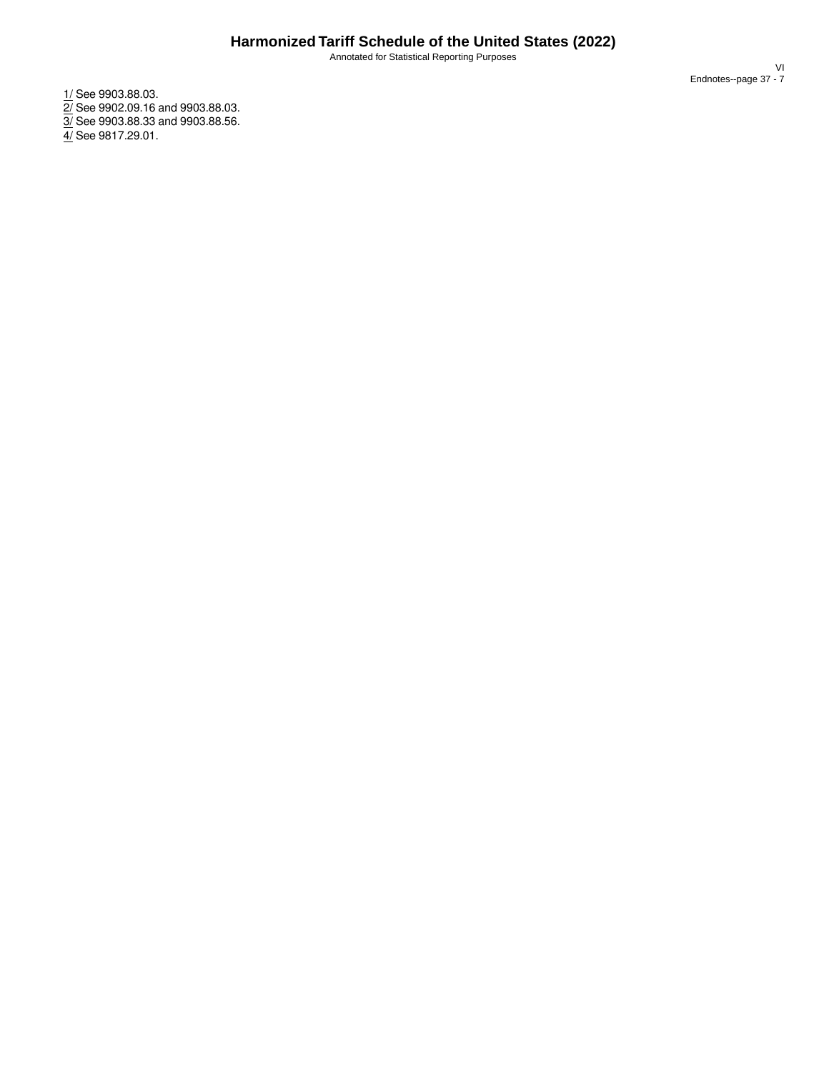1/ See 9903.88.03.
2/ See 9902.09.16 and 9903.88.03.
3/ See 9903.88.33 and 9903.88.56.
4/ See 9817.29.01.